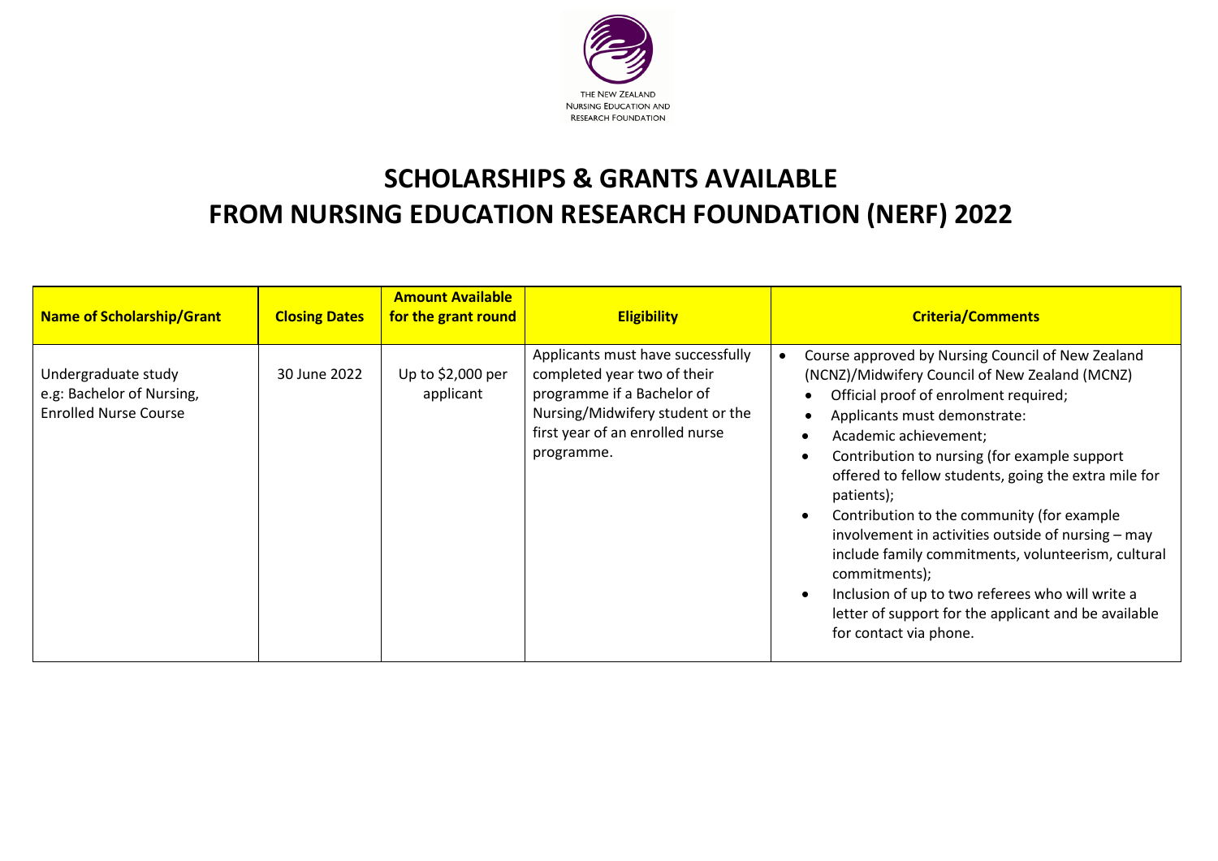THE NEW ZEALAND
NURSING EDUCATION AND
RESEARCH FOUNDATION

# SCHOLARSHIPS & GRANTS AVAILABLE
# FROM NURSING EDUCATION RESEARCH FOUNDATION (NERF) 2022

| Name of Scholarship/Grant | Closing Dates | Amount Available for the grant round | Eligibility | Criteria/Comments |
|---|---|---|---|---|
| Undergraduate study e.g: Bachelor of Nursing, Enrolled Nurse Course | 30 June 2022 | Up to $2,000 per applicant | Applicants must have successfully completed year two of their programme if a Bachelor of Nursing/Midwifery student or the first year of an enrolled nurse programme. | • Course approved by Nursing Council of New Zealand (NCNZ)/Midwifery Council of New Zealand (MCNZ)<br>• Official proof of enrolment required;<br>• Applicants must demonstrate:<br>• Academic achievement;<br>• Contribution to nursing (for example support offered to fellow students, going the extra mile for patients);<br>• Contribution to the community (for example involvement in activities outside of nursing – may include family commitments, volunteerism, cultural commitments);<br>• Inclusion of up to two referees who will write a letter of support for the applicant and be available for contact via phone. |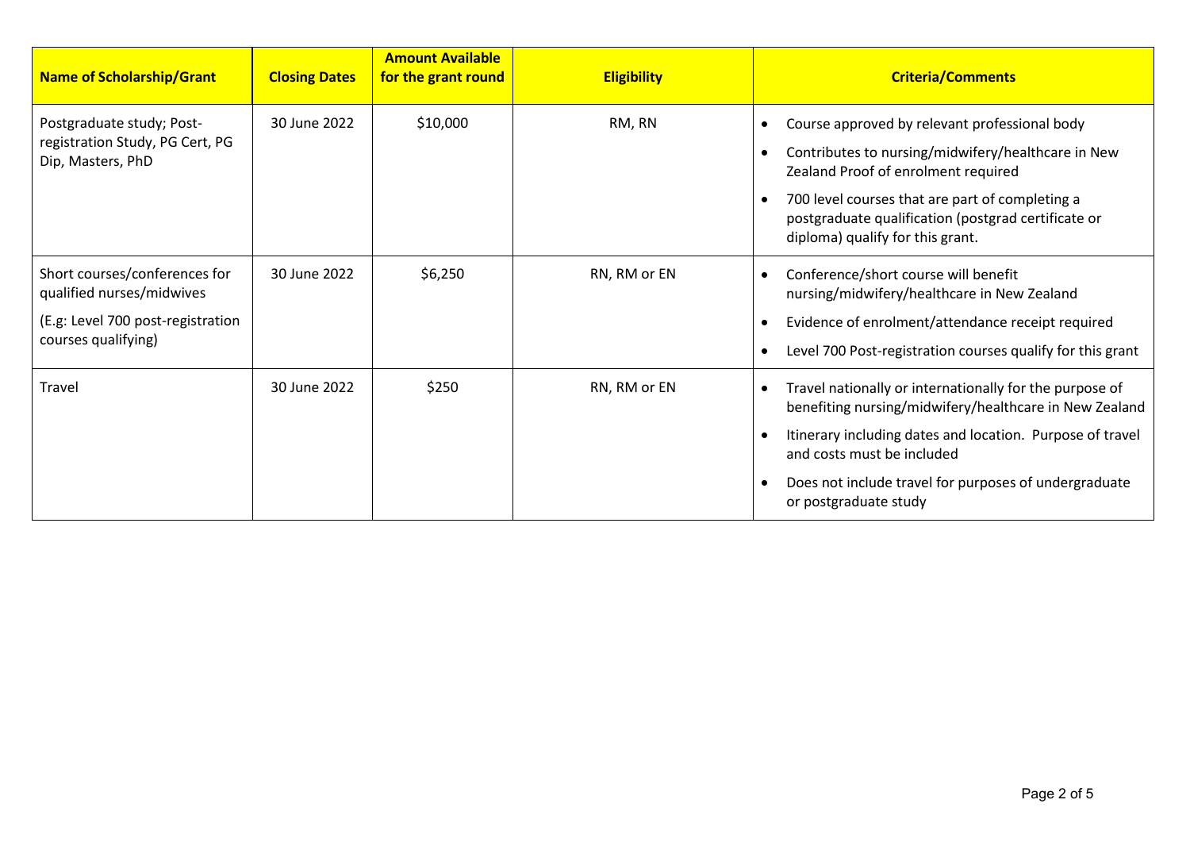| Name of Scholarship/Grant | Closing Dates | Amount Available for the grant round | Eligibility | Criteria/Comments |
|---|---|---|---|---|
| Postgraduate study; Post-registration Study, PG Cert, PG Dip, Masters, PhD | 30 June 2022 | $10,000 | RM, RN | • Course approved by relevant professional body<br>• Contributes to nursing/midwifery/healthcare in New Zealand Proof of enrolment required<br>• 700 level courses that are part of completing a postgraduate qualification (postgrad certificate or diploma) qualify for this grant. |
| Short courses/conferences for qualified nurses/midwives<br>(E.g: Level 700 post-registration courses qualifying) | 30 June 2022 | $6,250 | RN, RM or EN | • Conference/short course will benefit nursing/midwifery/healthcare in New Zealand<br>• Evidence of enrolment/attendance receipt required<br>• Level 700 Post-registration courses qualify for this grant |
| Travel | 30 June 2022 | $250 | RN, RM or EN | • Travel nationally or internationally for the purpose of benefiting nursing/midwifery/healthcare in New Zealand<br>• Itinerary including dates and location. Purpose of travel and costs must be included<br>• Does not include travel for purposes of undergraduate or postgraduate study |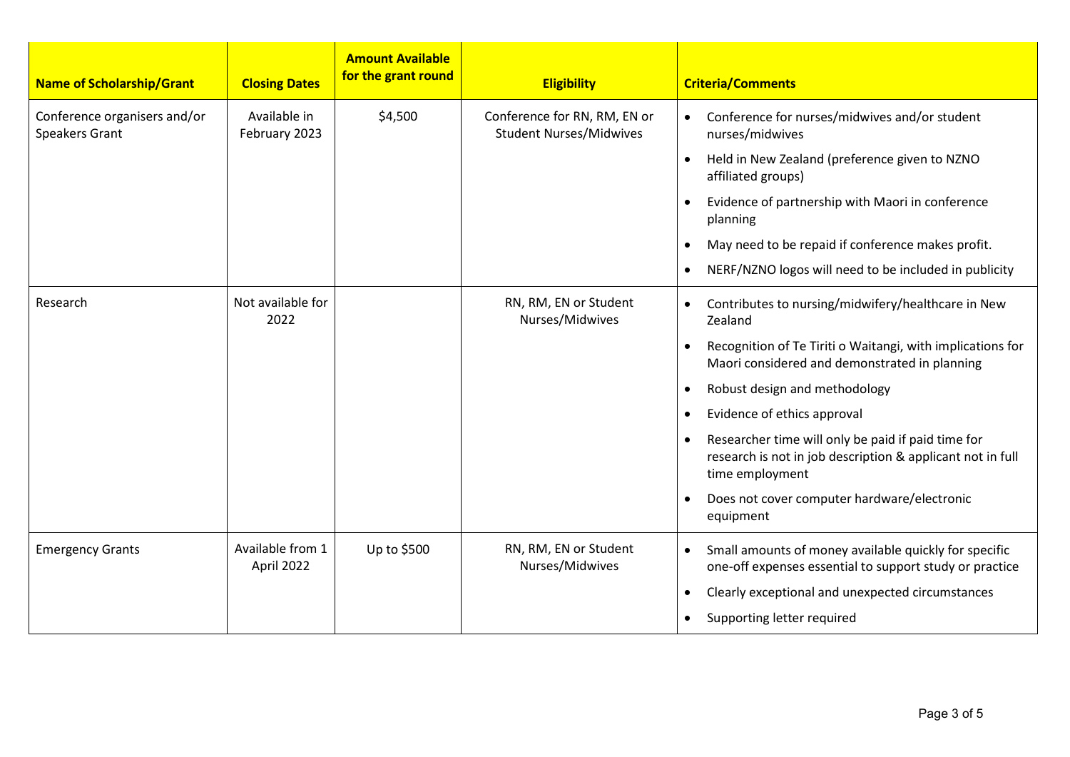| Name of Scholarship/Grant | Closing Dates | Amount Available for the grant round | Eligibility | Criteria/Comments |
|---|---|---|---|---|
| Conference organisers and/or Speakers Grant | Available in February 2023 | $4,500 | Conference for RN, RM, EN or Student Nurses/Midwives | • Conference for nurses/midwives and/or student nurses/midwives<br>• Held in New Zealand (preference given to NZNO affiliated groups)<br>• Evidence of partnership with Maori in conference planning<br>• May need to be repaid if conference makes profit.<br>• NERF/NZNO logos will need to be included in publicity |
| Research | Not available for 2022 | | RN, RM, EN or Student Nurses/Midwives | • Contributes to nursing/midwifery/healthcare in New Zealand<br>• Recognition of Te Tiriti o Waitangi, with implications for Maori considered and demonstrated in planning<br>• Robust design and methodology<br>• Evidence of ethics approval<br>• Researcher time will only be paid if paid time for research is not in job description & applicant not in full time employment<br>• Does not cover computer hardware/electronic equipment |
| Emergency Grants | Available from 1 April 2022 | Up to $500 | RN, RM, EN or Student Nurses/Midwives | • Small amounts of money available quickly for specific one-off expenses essential to support study or practice<br>• Clearly exceptional and unexpected circumstances<br>• Supporting letter required |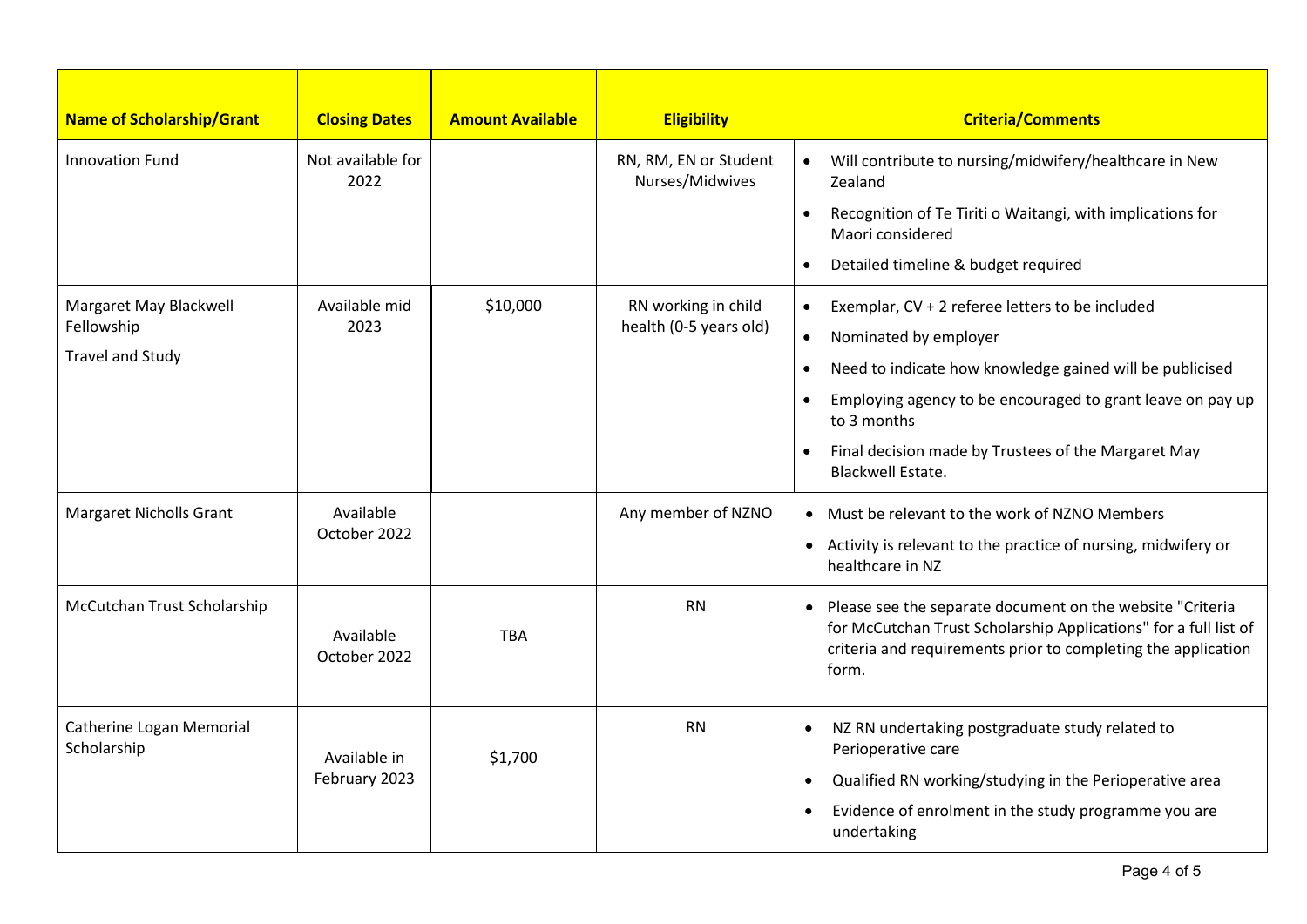| Name of Scholarship/Grant | Closing Dates | Amount Available | Eligibility | Criteria/Comments |
| --- | --- | --- | --- | --- |
| Innovation Fund | Not available for 2022 | | RN, RM, EN or Student Nurses/Midwives | • Will contribute to nursing/midwifery/healthcare in New Zealand<br>• Recognition of Te Tiriti o Waitangi, with implications for Maori considered<br>• Detailed timeline & budget required |
| Margaret May Blackwell Fellowship<br><br>Travel and Study | Available mid 2023 | $10,000 | RN working in child health (0-5 years old) | • Exemplar, CV + 2 referee letters to be included<br>• Nominated by employer<br>• Need to indicate how knowledge gained will be publicised<br>• Employing agency to be encouraged to grant leave on pay up to 3 months<br>• Final decision made by Trustees of the Margaret May Blackwell Estate. |
| Margaret Nicholls Grant | Available October 2022 | | Any member of NZNO | • Must be relevant to the work of NZNO Members<br>• Activity is relevant to the practice of nursing, midwifery or healthcare in NZ |
| McCutchan Trust Scholarship | Available October 2022 | TBA | RN | • Please see the separate document on the website "Criteria for McCutchan Trust Scholarship Applications" for a full list of criteria and requirements prior to completing the application form. |
| Catherine Logan Memorial Scholarship | Available in February 2023 | $1,700 | RN | • NZ RN undertaking postgraduate study related to Perioperative care<br>• Qualified RN working/studying in the Perioperative area<br>• Evidence of enrolment in the study programme you are undertaking |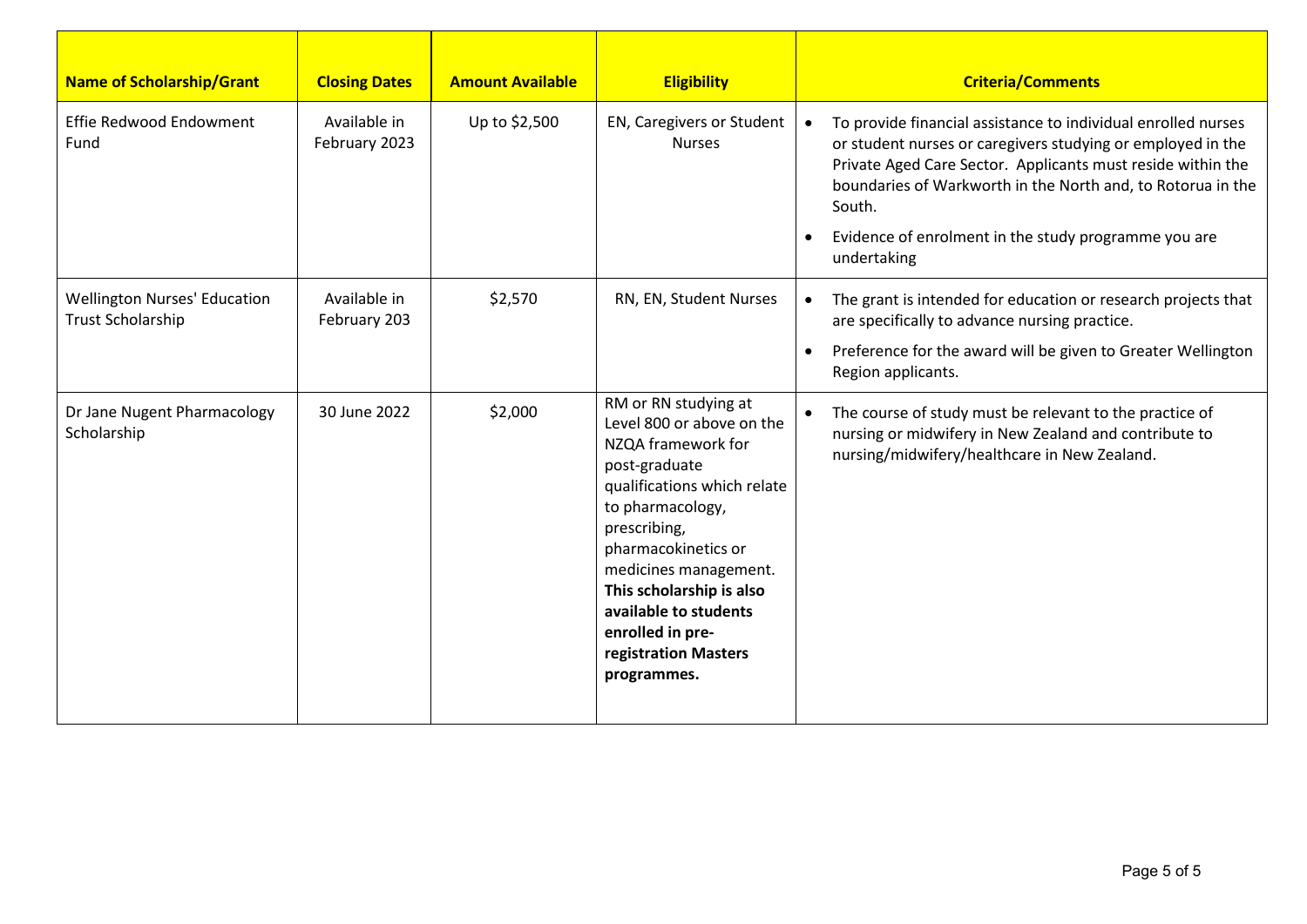| Name of Scholarship/Grant | Closing Dates | Amount Available | Eligibility | Criteria/Comments |
|---|---|---|---|---|
| Effie Redwood Endowment Fund | Available in February 2023 | Up to $2,500 | EN, Caregivers or Student Nurses | • To provide financial assistance to individual enrolled nurses or student nurses or caregivers studying or employed in the Private Aged Care Sector. Applicants must reside within the boundaries of Warkworth in the North and, to Rotorua in the South.<br>• Evidence of enrolment in the study programme you are undertaking |
| Wellington Nurses' Education Trust Scholarship | Available in February 203 | $2,570 | RN, EN, Student Nurses | • The grant is intended for education or research projects that are specifically to advance nursing practice.<br>• Preference for the award will be given to Greater Wellington Region applicants. |
| Dr Jane Nugent Pharmacology Scholarship | 30 June 2022 | $2,000 | RM or RN studying at Level 800 or above on the NZQA framework for post-graduate qualifications which relate to pharmacology, prescribing, pharmacokinetics or medicines management. **This scholarship is also available to students enrolled in pre-registration Masters programmes.** | • The course of study must be relevant to the practice of nursing or midwifery in New Zealand and contribute to nursing/midwifery/healthcare in New Zealand. |